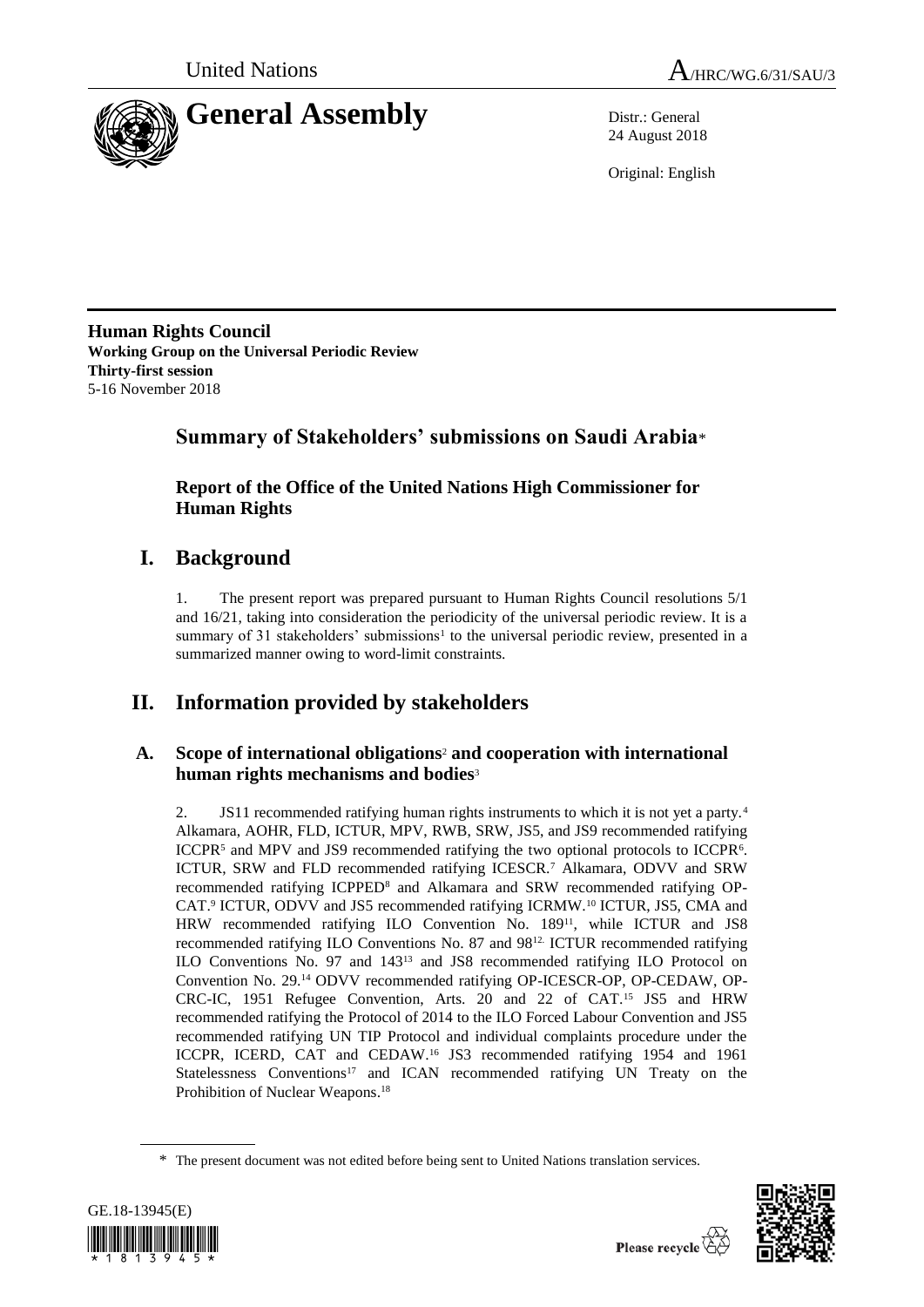United Nations

A/HRC/WG.6/31/SAU/3

# General Assembly

Distr.: General
24 August 2018

Original: English

**Human Rights Council**
**Working Group on the Universal Periodic Review**
**Thirty-first session**
5-16 November 2018

## Summary of Stakeholders' submissions on Saudi Arabia*

### Report of the Office of the United Nations High Commissioner for Human Rights

# I. Background

1. The present report was prepared pursuant to Human Rights Council resolutions 5/1 and 16/21, taking into consideration the periodicity of the universal periodic review. It is a summary of 31 stakeholders' submissions[1] to the universal periodic review, presented in a summarized manner owing to word-limit constraints.

# II. Information provided by stakeholders

## A. Scope of international obligations[2] and cooperation with international human rights mechanisms and bodies[3]

2. JS11 recommended ratifying human rights instruments to which it is not yet a party.[4] Alkamara, AOHR, FLD, ICTUR, MPV, RWB, SRW, JS5, and JS9 recommended ratifying ICCPR[5] and MPV and JS9 recommended ratifying the two optional protocols to ICCPR[6]. ICTUR, SRW and FLD recommended ratifying ICESCR.[7] Alkamara, ODVV and SRW recommended ratifying ICPPED[8] and Alkamara and SRW recommended ratifying OP-CAT.[9] ICTUR, ODVV and JS5 recommended ratifying ICRMW.[10] ICTUR, JS5, CMA and HRW recommended ratifying ILO Convention No. 189[11], while ICTUR and JS8 recommended ratifying ILO Conventions No. 87 and 98[12]. ICTUR recommended ratifying ILO Conventions No. 97 and 143[13] and JS8 recommended ratifying ILO Protocol on Convention No. 29.[14] ODVV recommended ratifying OP-ICESCR-OP, OP-CEDAW, OP-CRC-IC, 1951 Refugee Convention, Arts. 20 and 22 of CAT.[15] JS5 and HRW recommended ratifying the Protocol of 2014 to the ILO Forced Labour Convention and JS5 recommended ratifying UN TIP Protocol and individual complaints procedure under the ICCPR, ICERD, CAT and CEDAW.[16] JS3 recommended ratifying 1954 and 1961 Statelessness Conventions[17] and ICAN recommended ratifying UN Treaty on the Prohibition of Nuclear Weapons.[18]

* The present document was not edited before being sent to United Nations translation services.

GE.18-13945(E)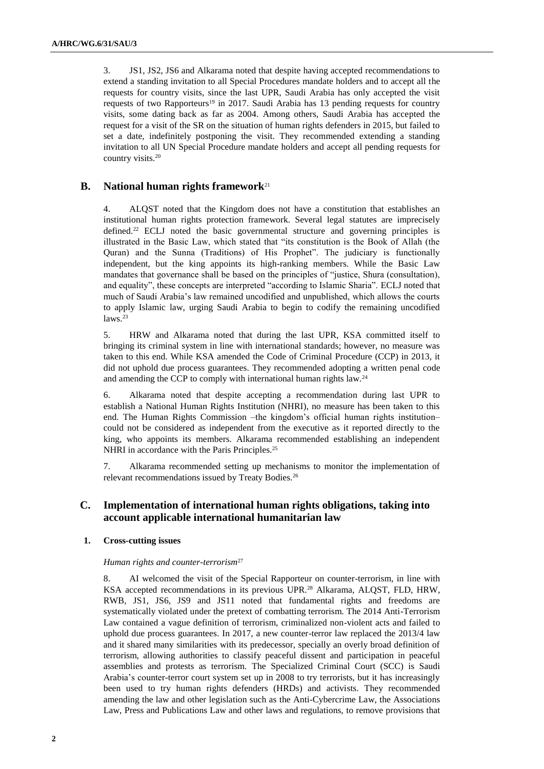3. JS1, JS2, JS6 and Alkarama noted that despite having accepted recommendations to extend a standing invitation to all Special Procedures mandate holders and to accept all the requests for country visits, since the last UPR, Saudi Arabia has only accepted the visit requests of two Rapporteurs[19] in 2017. Saudi Arabia has 13 pending requests for country visits, some dating back as far as 2004. Among others, Saudi Arabia has accepted the request for a visit of the SR on the situation of human rights defenders in 2015, but failed to set a date, indefinitely postponing the visit. They recommended extending a standing invitation to all UN Special Procedure mandate holders and accept all pending requests for country visits.[20]

## B. National human rights framework[21]

4. ALQST noted that the Kingdom does not have a constitution that establishes an institutional human rights protection framework. Several legal statutes are imprecisely defined.[22] ECLJ noted the basic governmental structure and governing principles is illustrated in the Basic Law, which stated that "its constitution is the Book of Allah (the Quran) and the Sunna (Traditions) of His Prophet". The judiciary is functionally independent, but the king appoints its high-ranking members. While the Basic Law mandates that governance shall be based on the principles of "justice, Shura (consultation), and equality", these concepts are interpreted "according to Islamic Sharia". ECLJ noted that much of Saudi Arabia's law remained uncodified and unpublished, which allows the courts to apply Islamic law, urging Saudi Arabia to begin to codify the remaining uncodified laws.[23]

5. HRW and Alkarama noted that during the last UPR, KSA committed itself to bringing its criminal system in line with international standards; however, no measure was taken to this end. While KSA amended the Code of Criminal Procedure (CCP) in 2013, it did not uphold due process guarantees. They recommended adopting a written penal code and amending the CCP to comply with international human rights law.[24]

6. Alkarama noted that despite accepting a recommendation during last UPR to establish a National Human Rights Institution (NHRI), no measure has been taken to this end. The Human Rights Commission –the kingdom's official human rights institution– could not be considered as independent from the executive as it reported directly to the king, who appoints its members. Alkarama recommended establishing an independent NHRI in accordance with the Paris Principles.[25]

7. Alkarama recommended setting up mechanisms to monitor the implementation of relevant recommendations issued by Treaty Bodies.[26]

## C. Implementation of international human rights obligations, taking into account applicable international humanitarian law

### 1. Cross-cutting issues

*Human rights and counter-terrorism*[27]

8. AI welcomed the visit of the Special Rapporteur on counter-terrorism, in line with KSA accepted recommendations in its previous UPR.[28] Alkarama, ALQST, FLD, HRW, RWB, JS1, JS6, JS9 and JS11 noted that fundamental rights and freedoms are systematically violated under the pretext of combatting terrorism. The 2014 Anti-Terrorism Law contained a vague definition of terrorism, criminalized non-violent acts and failed to uphold due process guarantees. In 2017, a new counter-terror law replaced the 2013/4 law and it shared many similarities with its predecessor, specially an overly broad definition of terrorism, allowing authorities to classify peaceful dissent and participation in peaceful assemblies and protests as terrorism. The Specialized Criminal Court (SCC) is Saudi Arabia's counter-terror court system set up in 2008 to try terrorists, but it has increasingly been used to try human rights defenders (HRDs) and activists. They recommended amending the law and other legislation such as the Anti-Cybercrime Law, the Associations Law, Press and Publications Law and other laws and regulations, to remove provisions that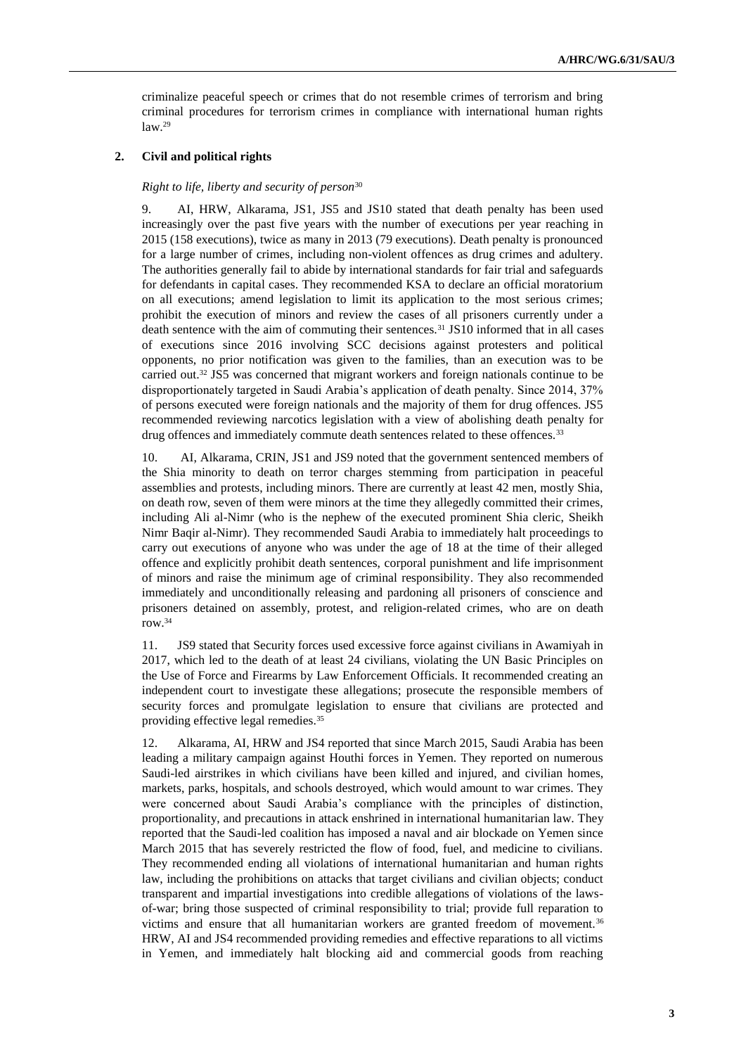criminalize peaceful speech or crimes that do not resemble crimes of terrorism and bring criminal procedures for terrorism crimes in compliance with international human rights law.[29]

### 2. Civil and political rights

*Right to life, liberty and security of person*[30]

9. AI, HRW, Alkarama, JS1, JS5 and JS10 stated that death penalty has been used increasingly over the past five years with the number of executions per year reaching in 2015 (158 executions), twice as many in 2013 (79 executions). Death penalty is pronounced for a large number of crimes, including non-violent offences as drug crimes and adultery. The authorities generally fail to abide by international standards for fair trial and safeguards for defendants in capital cases. They recommended KSA to declare an official moratorium on all executions; amend legislation to limit its application to the most serious crimes; prohibit the execution of minors and review the cases of all prisoners currently under a death sentence with the aim of commuting their sentences.[31] JS10 informed that in all cases of executions since 2016 involving SCC decisions against protesters and political opponents, no prior notification was given to the families, than an execution was to be carried out.[32] JS5 was concerned that migrant workers and foreign nationals continue to be disproportionately targeted in Saudi Arabia's application of death penalty. Since 2014, 37% of persons executed were foreign nationals and the majority of them for drug offences. JS5 recommended reviewing narcotics legislation with a view of abolishing death penalty for drug offences and immediately commute death sentences related to these offences.[33]

10. AI, Alkarama, CRIN, JS1 and JS9 noted that the government sentenced members of the Shia minority to death on terror charges stemming from participation in peaceful assemblies and protests, including minors. There are currently at least 42 men, mostly Shia, on death row, seven of them were minors at the time they allegedly committed their crimes, including Ali al-Nimr (who is the nephew of the executed prominent Shia cleric, Sheikh Nimr Baqir al-Nimr). They recommended Saudi Arabia to immediately halt proceedings to carry out executions of anyone who was under the age of 18 at the time of their alleged offence and explicitly prohibit death sentences, corporal punishment and life imprisonment of minors and raise the minimum age of criminal responsibility. They also recommended immediately and unconditionally releasing and pardoning all prisoners of conscience and prisoners detained on assembly, protest, and religion-related crimes, who are on death row.[34]

11. JS9 stated that Security forces used excessive force against civilians in Awamiyah in 2017, which led to the death of at least 24 civilians, violating the UN Basic Principles on the Use of Force and Firearms by Law Enforcement Officials. It recommended creating an independent court to investigate these allegations; prosecute the responsible members of security forces and promulgate legislation to ensure that civilians are protected and providing effective legal remedies.[35]

12. Alkarama, AI, HRW and JS4 reported that since March 2015, Saudi Arabia has been leading a military campaign against Houthi forces in Yemen. They reported on numerous Saudi-led airstrikes in which civilians have been killed and injured, and civilian homes, markets, parks, hospitals, and schools destroyed, which would amount to war crimes. They were concerned about Saudi Arabia's compliance with the principles of distinction, proportionality, and precautions in attack enshrined in international humanitarian law. They reported that the Saudi-led coalition has imposed a naval and air blockade on Yemen since March 2015 that has severely restricted the flow of food, fuel, and medicine to civilians. They recommended ending all violations of international humanitarian and human rights law, including the prohibitions on attacks that target civilians and civilian objects; conduct transparent and impartial investigations into credible allegations of violations of the laws-of-war; bring those suspected of criminal responsibility to trial; provide full reparation to victims and ensure that all humanitarian workers are granted freedom of movement.[36] HRW, AI and JS4 recommended providing remedies and effective reparations to all victims in Yemen, and immediately halt blocking aid and commercial goods from reaching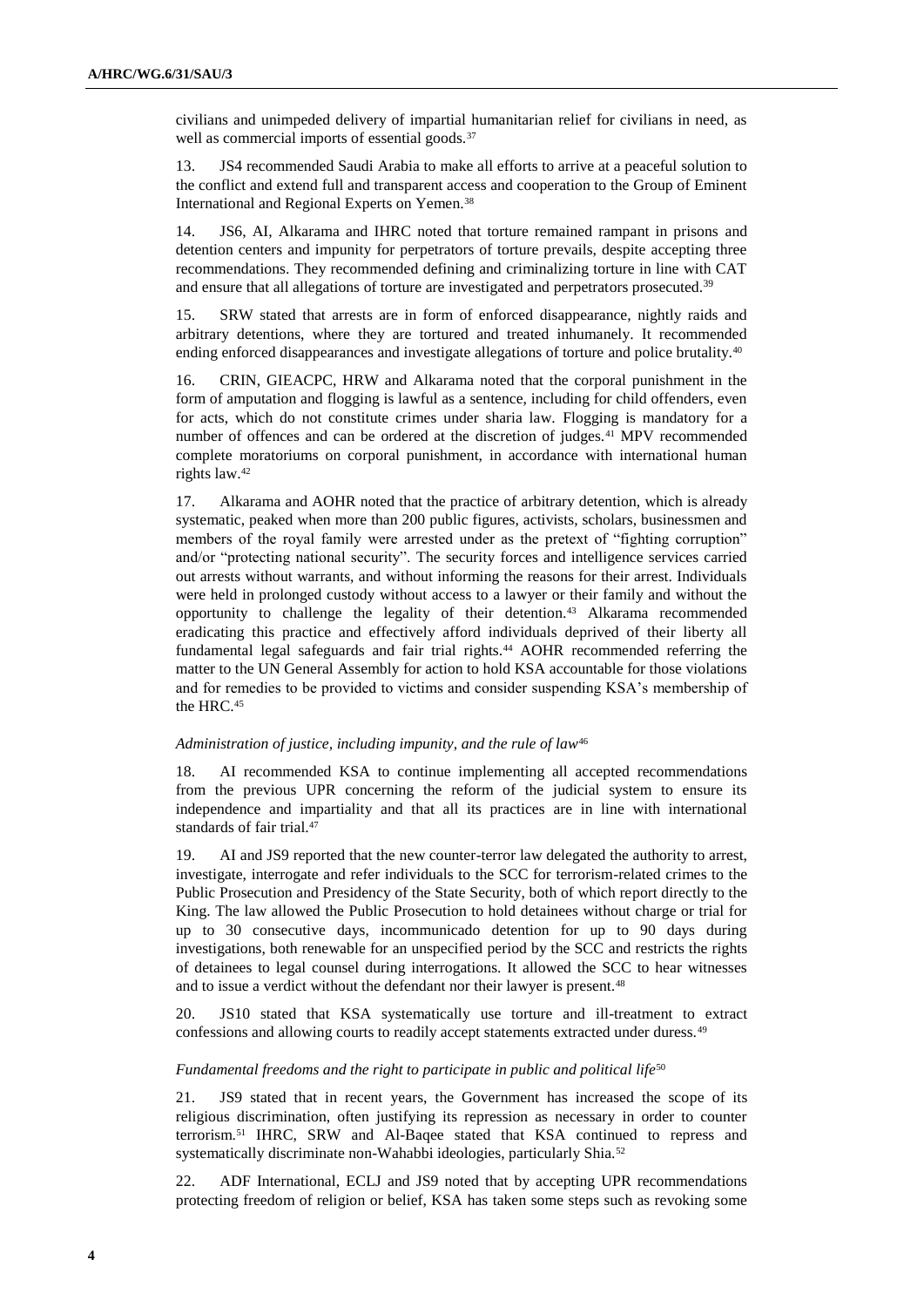civilians and unimpeded delivery of impartial humanitarian relief for civilians in need, as well as commercial imports of essential goods.[37]

13. JS4 recommended Saudi Arabia to make all efforts to arrive at a peaceful solution to the conflict and extend full and transparent access and cooperation to the Group of Eminent International and Regional Experts on Yemen.[38]

14. JS6, AI, Alkarama and IHRC noted that torture remained rampant in prisons and detention centers and impunity for perpetrators of torture prevails, despite accepting three recommendations. They recommended defining and criminalizing torture in line with CAT and ensure that all allegations of torture are investigated and perpetrators prosecuted.[39]

15. SRW stated that arrests are in form of enforced disappearance, nightly raids and arbitrary detentions, where they are tortured and treated inhumanely. It recommended ending enforced disappearances and investigate allegations of torture and police brutality.[40]

16. CRIN, GIEACPC, HRW and Alkarama noted that the corporal punishment in the form of amputation and flogging is lawful as a sentence, including for child offenders, even for acts, which do not constitute crimes under sharia law. Flogging is mandatory for a number of offences and can be ordered at the discretion of judges.[41] MPV recommended complete moratoriums on corporal punishment, in accordance with international human rights law.[42]

17. Alkarama and AOHR noted that the practice of arbitrary detention, which is already systematic, peaked when more than 200 public figures, activists, scholars, businessmen and members of the royal family were arrested under as the pretext of "fighting corruption" and/or "protecting national security". The security forces and intelligence services carried out arrests without warrants, and without informing the reasons for their arrest. Individuals were held in prolonged custody without access to a lawyer or their family and without the opportunity to challenge the legality of their detention.[43] Alkarama recommended eradicating this practice and effectively afford individuals deprived of their liberty all fundamental legal safeguards and fair trial rights.[44] AOHR recommended referring the matter to the UN General Assembly for action to hold KSA accountable for those violations and for remedies to be provided to victims and consider suspending KSA's membership of the HRC.[45]

*Administration of justice, including impunity, and the rule of law*[46]

18. AI recommended KSA to continue implementing all accepted recommendations from the previous UPR concerning the reform of the judicial system to ensure its independence and impartiality and that all its practices are in line with international standards of fair trial.[47]

19. AI and JS9 reported that the new counter-terror law delegated the authority to arrest, investigate, interrogate and refer individuals to the SCC for terrorism-related crimes to the Public Prosecution and Presidency of the State Security, both of which report directly to the King. The law allowed the Public Prosecution to hold detainees without charge or trial for up to 30 consecutive days, incommunicado detention for up to 90 days during investigations, both renewable for an unspecified period by the SCC and restricts the rights of detainees to legal counsel during interrogations. It allowed the SCC to hear witnesses and to issue a verdict without the defendant nor their lawyer is present.[48]

20. JS10 stated that KSA systematically use torture and ill-treatment to extract confessions and allowing courts to readily accept statements extracted under duress.[49]

*Fundamental freedoms and the right to participate in public and political life*[50]

21. JS9 stated that in recent years, the Government has increased the scope of its religious discrimination, often justifying its repression as necessary in order to counter terrorism.[51] IHRC, SRW and Al-Baqee stated that KSA continued to repress and systematically discriminate non-Wahabbi ideologies, particularly Shia.[52]

22. ADF International, ECLJ and JS9 noted that by accepting UPR recommendations protecting freedom of religion or belief, KSA has taken some steps such as revoking some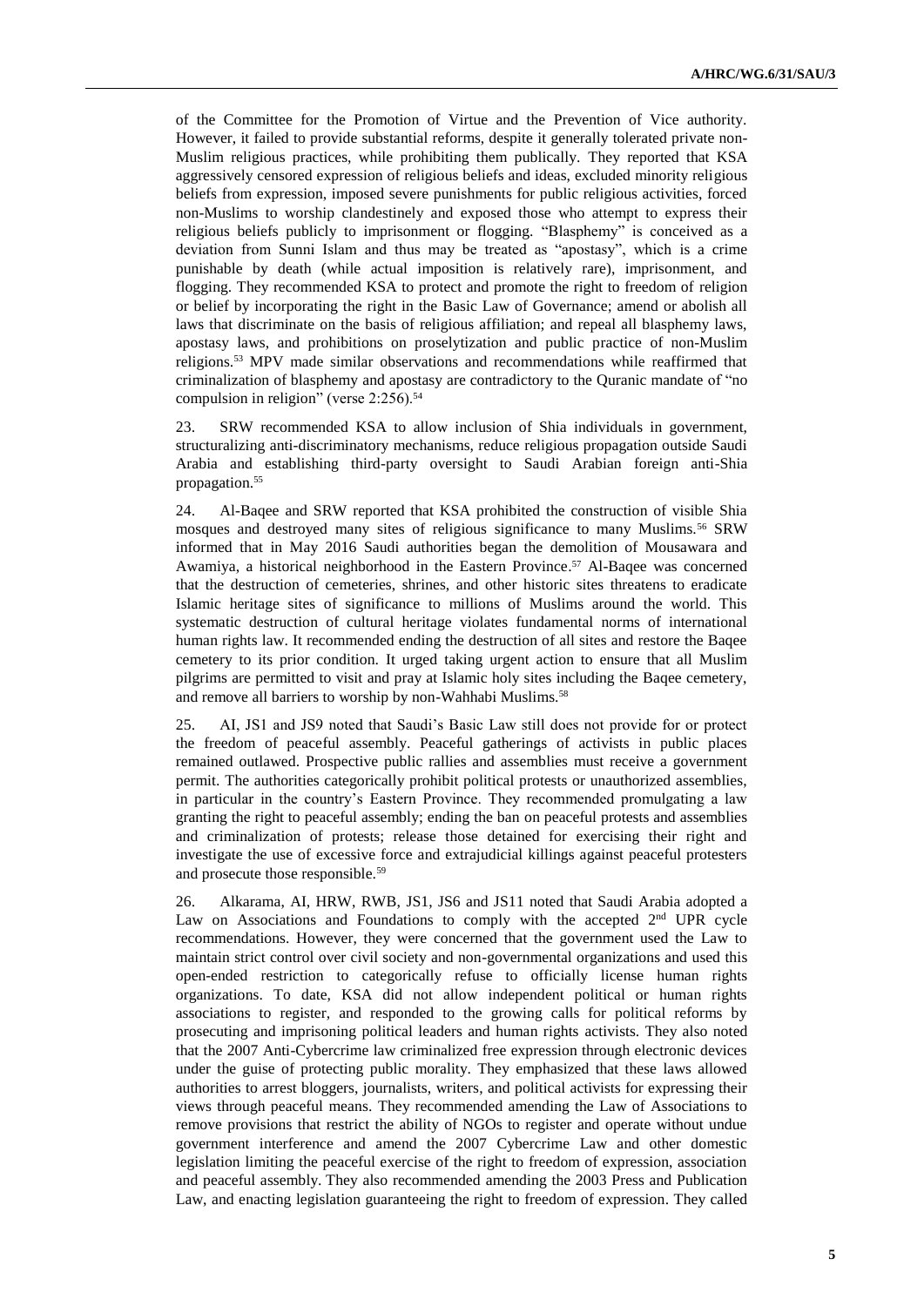of the Committee for the Promotion of Virtue and the Prevention of Vice authority. However, it failed to provide substantial reforms, despite it generally tolerated private non-Muslim religious practices, while prohibiting them publically. They reported that KSA aggressively censored expression of religious beliefs and ideas, excluded minority religious beliefs from expression, imposed severe punishments for public religious activities, forced non-Muslims to worship clandestinely and exposed those who attempt to express their religious beliefs publicly to imprisonment or flogging. "Blasphemy" is conceived as a deviation from Sunni Islam and thus may be treated as "apostasy", which is a crime punishable by death (while actual imposition is relatively rare), imprisonment, and flogging. They recommended KSA to protect and promote the right to freedom of religion or belief by incorporating the right in the Basic Law of Governance; amend or abolish all laws that discriminate on the basis of religious affiliation; and repeal all blasphemy laws, apostasy laws, and prohibitions on proselytization and public practice of non-Muslim religions.[53] MPV made similar observations and recommendations while reaffirmed that criminalization of blasphemy and apostasy are contradictory to the Quranic mandate of "no compulsion in religion" (verse 2:256).[54]

23. SRW recommended KSA to allow inclusion of Shia individuals in government, structuralizing anti-discriminatory mechanisms, reduce religious propagation outside Saudi Arabia and establishing third-party oversight to Saudi Arabian foreign anti-Shia propagation.[55]

24. Al-Baqee and SRW reported that KSA prohibited the construction of visible Shia mosques and destroyed many sites of religious significance to many Muslims.[56] SRW informed that in May 2016 Saudi authorities began the demolition of Mousawara and Awamiya, a historical neighborhood in the Eastern Province.[57] Al-Baqee was concerned that the destruction of cemeteries, shrines, and other historic sites threatens to eradicate Islamic heritage sites of significance to millions of Muslims around the world. This systematic destruction of cultural heritage violates fundamental norms of international human rights law. It recommended ending the destruction of all sites and restore the Baqee cemetery to its prior condition. It urged taking urgent action to ensure that all Muslim pilgrims are permitted to visit and pray at Islamic holy sites including the Baqee cemetery, and remove all barriers to worship by non-Wahhabi Muslims.[58]

25. AI, JS1 and JS9 noted that Saudi's Basic Law still does not provide for or protect the freedom of peaceful assembly. Peaceful gatherings of activists in public places remained outlawed. Prospective public rallies and assemblies must receive a government permit. The authorities categorically prohibit political protests or unauthorized assemblies, in particular in the country's Eastern Province. They recommended promulgating a law granting the right to peaceful assembly; ending the ban on peaceful protests and assemblies and criminalization of protests; release those detained for exercising their right and investigate the use of excessive force and extrajudicial killings against peaceful protesters and prosecute those responsible.[59]

26. Alkarama, AI, HRW, RWB, JS1, JS6 and JS11 noted that Saudi Arabia adopted a Law on Associations and Foundations to comply with the accepted 2nd UPR cycle recommendations. However, they were concerned that the government used the Law to maintain strict control over civil society and non-governmental organizations and used this open-ended restriction to categorically refuse to officially license human rights organizations. To date, KSA did not allow independent political or human rights associations to register, and responded to the growing calls for political reforms by prosecuting and imprisoning political leaders and human rights activists. They also noted that the 2007 Anti-Cybercrime law criminalized free expression through electronic devices under the guise of protecting public morality. They emphasized that these laws allowed authorities to arrest bloggers, journalists, writers, and political activists for expressing their views through peaceful means. They recommended amending the Law of Associations to remove provisions that restrict the ability of NGOs to register and operate without undue government interference and amend the 2007 Cybercrime Law and other domestic legislation limiting the peaceful exercise of the right to freedom of expression, association and peaceful assembly. They also recommended amending the 2003 Press and Publication Law, and enacting legislation guaranteeing the right to freedom of expression. They called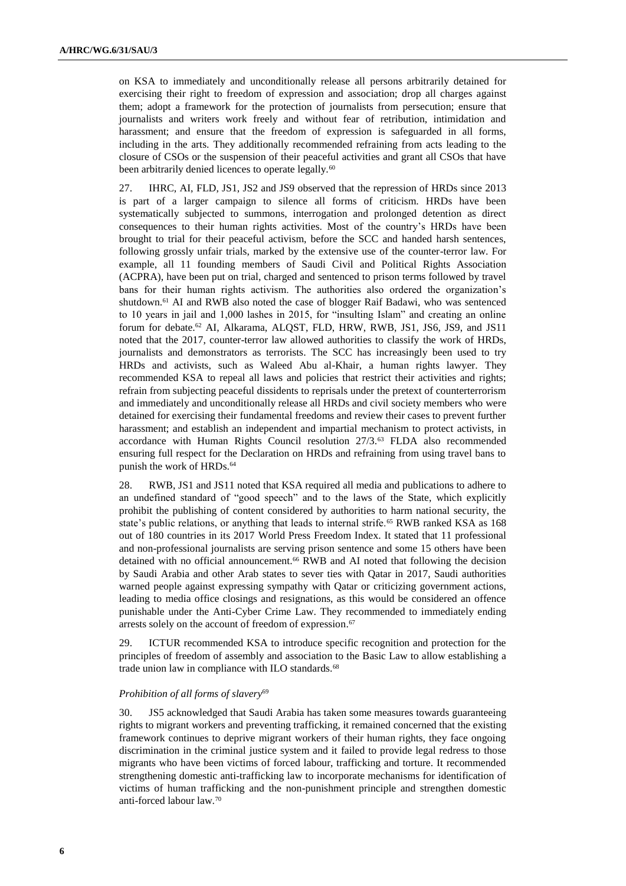on KSA to immediately and unconditionally release all persons arbitrarily detained for exercising their right to freedom of expression and association; drop all charges against them; adopt a framework for the protection of journalists from persecution; ensure that journalists and writers work freely and without fear of retribution, intimidation and harassment; and ensure that the freedom of expression is safeguarded in all forms, including in the arts. They additionally recommended refraining from acts leading to the closure of CSOs or the suspension of their peaceful activities and grant all CSOs that have been arbitrarily denied licences to operate legally.[60]

27. IHRC, AI, FLD, JS1, JS2 and JS9 observed that the repression of HRDs since 2013 is part of a larger campaign to silence all forms of criticism. HRDs have been systematically subjected to summons, interrogation and prolonged detention as direct consequences to their human rights activities. Most of the country's HRDs have been brought to trial for their peaceful activism, before the SCC and handed harsh sentences, following grossly unfair trials, marked by the extensive use of the counter-terror law. For example, all 11 founding members of Saudi Civil and Political Rights Association (ACPRA), have been put on trial, charged and sentenced to prison terms followed by travel bans for their human rights activism. The authorities also ordered the organization's shutdown.[61] AI and RWB also noted the case of blogger Raif Badawi, who was sentenced to 10 years in jail and 1,000 lashes in 2015, for "insulting Islam" and creating an online forum for debate.[62] AI, Alkarama, ALQST, FLD, HRW, RWB, JS1, JS6, JS9, and JS11 noted that the 2017, counter-terror law allowed authorities to classify the work of HRDs, journalists and demonstrators as terrorists. The SCC has increasingly been used to try HRDs and activists, such as Waleed Abu al-Khair, a human rights lawyer. They recommended KSA to repeal all laws and policies that restrict their activities and rights; refrain from subjecting peaceful dissidents to reprisals under the pretext of counterterrorism and immediately and unconditionally release all HRDs and civil society members who were detained for exercising their fundamental freedoms and review their cases to prevent further harassment; and establish an independent and impartial mechanism to protect activists, in accordance with Human Rights Council resolution 27/3.[63] FLDA also recommended ensuring full respect for the Declaration on HRDs and refraining from using travel bans to punish the work of HRDs.[64]

28. RWB, JS1 and JS11 noted that KSA required all media and publications to adhere to an undefined standard of "good speech" and to the laws of the State, which explicitly prohibit the publishing of content considered by authorities to harm national security, the state's public relations, or anything that leads to internal strife.[65] RWB ranked KSA as 168 out of 180 countries in its 2017 World Press Freedom Index. It stated that 11 professional and non-professional journalists are serving prison sentence and some 15 others have been detained with no official announcement.[66] RWB and AI noted that following the decision by Saudi Arabia and other Arab states to sever ties with Qatar in 2017, Saudi authorities warned people against expressing sympathy with Qatar or criticizing government actions, leading to media office closings and resignations, as this would be considered an offence punishable under the Anti-Cyber Crime Law. They recommended to immediately ending arrests solely on the account of freedom of expression.[67]

29. ICTUR recommended KSA to introduce specific recognition and protection for the principles of freedom of assembly and association to the Basic Law to allow establishing a trade union law in compliance with ILO standards.[68]

*Prohibition of all forms of slavery*[69]

30. JS5 acknowledged that Saudi Arabia has taken some measures towards guaranteeing rights to migrant workers and preventing trafficking, it remained concerned that the existing framework continues to deprive migrant workers of their human rights, they face ongoing discrimination in the criminal justice system and it failed to provide legal redress to those migrants who have been victims of forced labour, trafficking and torture. It recommended strengthening domestic anti-trafficking law to incorporate mechanisms for identification of victims of human trafficking and the non-punishment principle and strengthen domestic anti-forced labour law.[70]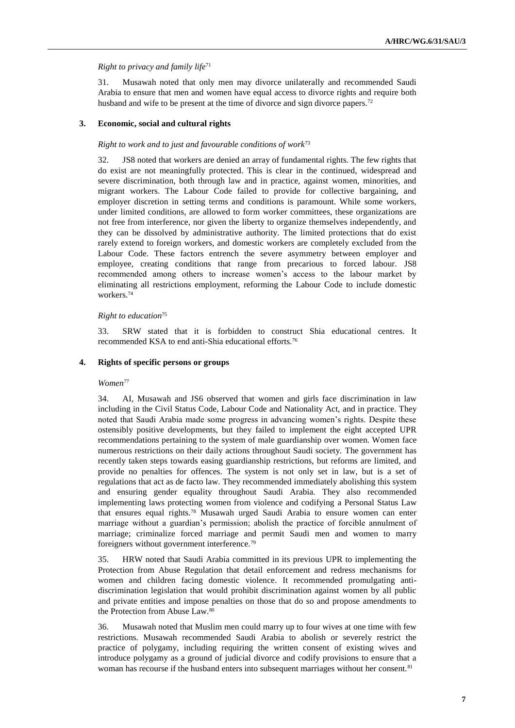*Right to privacy and family life*[71]

31. Musawah noted that only men may divorce unilaterally and recommended Saudi Arabia to ensure that men and women have equal access to divorce rights and require both husband and wife to be present at the time of divorce and sign divorce papers.[72]

### 3. Economic, social and cultural rights

*Right to work and to just and favourable conditions of work*[73]

32. JS8 noted that workers are denied an array of fundamental rights. The few rights that do exist are not meaningfully protected. This is clear in the continued, widespread and severe discrimination, both through law and in practice, against women, minorities, and migrant workers. The Labour Code failed to provide for collective bargaining, and employer discretion in setting terms and conditions is paramount. While some workers, under limited conditions, are allowed to form worker committees, these organizations are not free from interference, nor given the liberty to organize themselves independently, and they can be dissolved by administrative authority. The limited protections that do exist rarely extend to foreign workers, and domestic workers are completely excluded from the Labour Code. These factors entrench the severe asymmetry between employer and employee, creating conditions that range from precarious to forced labour. JS8 recommended among others to increase women's access to the labour market by eliminating all restrictions employment, reforming the Labour Code to include domestic workers.[74]

*Right to education*[75]

33. SRW stated that it is forbidden to construct Shia educational centres. It recommended KSA to end anti-Shia educational efforts.[76]

### 4. Rights of specific persons or groups

*Women*[77]

34. AI, Musawah and JS6 observed that women and girls face discrimination in law including in the Civil Status Code, Labour Code and Nationality Act, and in practice. They noted that Saudi Arabia made some progress in advancing women's rights. Despite these ostensibly positive developments, but they failed to implement the eight accepted UPR recommendations pertaining to the system of male guardianship over women. Women face numerous restrictions on their daily actions throughout Saudi society. The government has recently taken steps towards easing guardianship restrictions, but reforms are limited, and provide no penalties for offences. The system is not only set in law, but is a set of regulations that act as de facto law. They recommended immediately abolishing this system and ensuring gender equality throughout Saudi Arabia. They also recommended implementing laws protecting women from violence and codifying a Personal Status Law that ensures equal rights.[78] Musawah urged Saudi Arabia to ensure women can enter marriage without a guardian's permission; abolish the practice of forcible annulment of marriage; criminalize forced marriage and permit Saudi men and women to marry foreigners without government interference.[79]

35. HRW noted that Saudi Arabia committed in its previous UPR to implementing the Protection from Abuse Regulation that detail enforcement and redress mechanisms for women and children facing domestic violence. It recommended promulgating anti-discrimination legislation that would prohibit discrimination against women by all public and private entities and impose penalties on those that do so and propose amendments to the Protection from Abuse Law.[80]

36. Musawah noted that Muslim men could marry up to four wives at one time with few restrictions. Musawah recommended Saudi Arabia to abolish or severely restrict the practice of polygamy, including requiring the written consent of existing wives and introduce polygamy as a ground of judicial divorce and codify provisions to ensure that a woman has recourse if the husband enters into subsequent marriages without her consent.[81]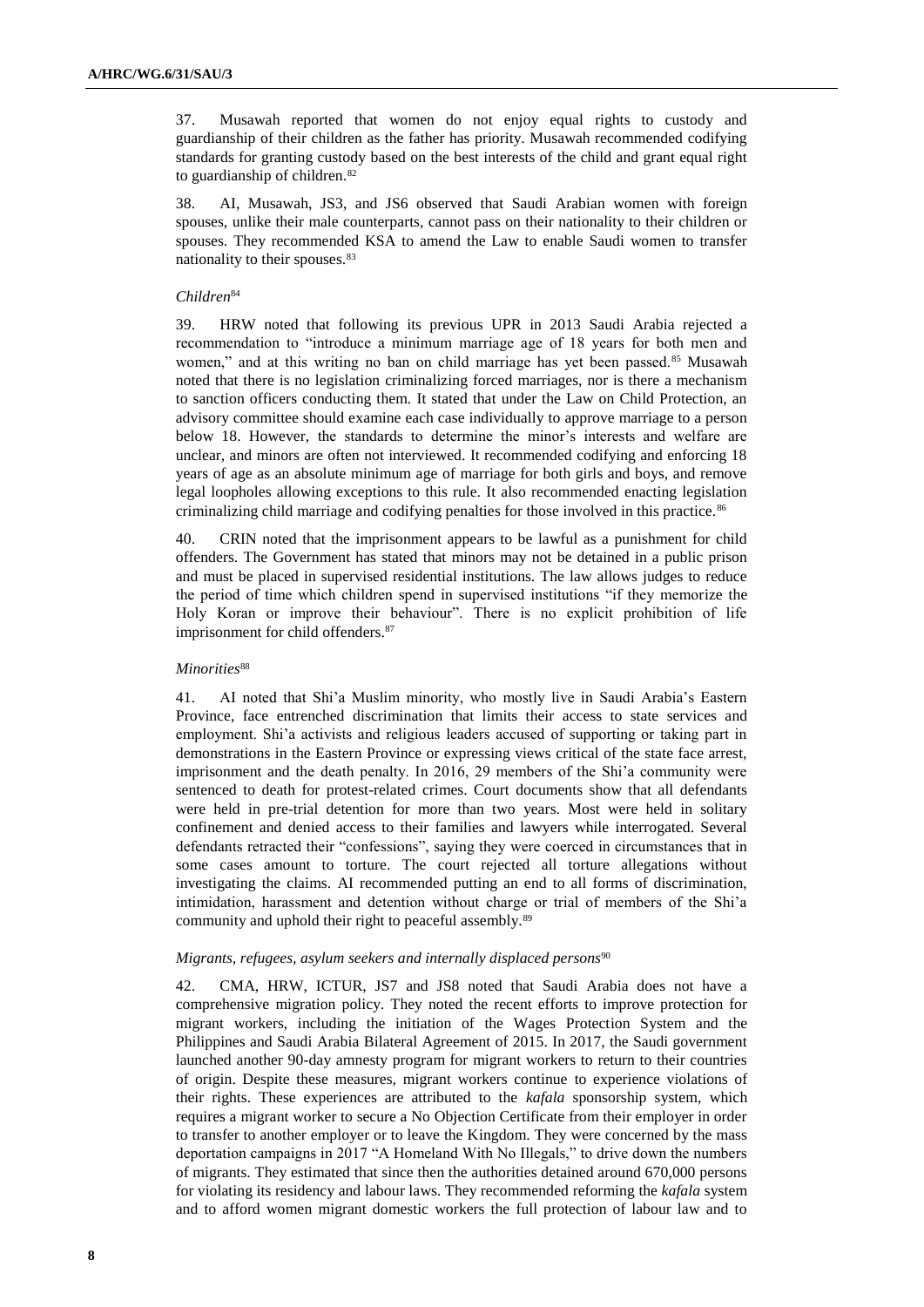37. Musawah reported that women do not enjoy equal rights to custody and guardianship of their children as the father has priority. Musawah recommended codifying standards for granting custody based on the best interests of the child and grant equal right to guardianship of children.[82]

38. AI, Musawah, JS3, and JS6 observed that Saudi Arabian women with foreign spouses, unlike their male counterparts, cannot pass on their nationality to their children or spouses. They recommended KSA to amend the Law to enable Saudi women to transfer nationality to their spouses.[83]

*Children*[84]

39. HRW noted that following its previous UPR in 2013 Saudi Arabia rejected a recommendation to "introduce a minimum marriage age of 18 years for both men and women," and at this writing no ban on child marriage has yet been passed.[85] Musawah noted that there is no legislation criminalizing forced marriages, nor is there a mechanism to sanction officers conducting them. It stated that under the Law on Child Protection, an advisory committee should examine each case individually to approve marriage to a person below 18. However, the standards to determine the minor's interests and welfare are unclear, and minors are often not interviewed. It recommended codifying and enforcing 18 years of age as an absolute minimum age of marriage for both girls and boys, and remove legal loopholes allowing exceptions to this rule. It also recommended enacting legislation criminalizing child marriage and codifying penalties for those involved in this practice.[86]

40. CRIN noted that the imprisonment appears to be lawful as a punishment for child offenders. The Government has stated that minors may not be detained in a public prison and must be placed in supervised residential institutions. The law allows judges to reduce the period of time which children spend in supervised institutions "if they memorize the Holy Koran or improve their behaviour". There is no explicit prohibition of life imprisonment for child offenders.[87]

*Minorities*[88]

41. AI noted that Shi'a Muslim minority, who mostly live in Saudi Arabia's Eastern Province, face entrenched discrimination that limits their access to state services and employment. Shi'a activists and religious leaders accused of supporting or taking part in demonstrations in the Eastern Province or expressing views critical of the state face arrest, imprisonment and the death penalty. In 2016, 29 members of the Shi'a community were sentenced to death for protest-related crimes. Court documents show that all defendants were held in pre-trial detention for more than two years. Most were held in solitary confinement and denied access to their families and lawyers while interrogated. Several defendants retracted their "confessions", saying they were coerced in circumstances that in some cases amount to torture. The court rejected all torture allegations without investigating the claims. AI recommended putting an end to all forms of discrimination, intimidation, harassment and detention without charge or trial of members of the Shi'a community and uphold their right to peaceful assembly.[89]

*Migrants, refugees, asylum seekers and internally displaced persons*[90]

42. CMA, HRW, ICTUR, JS7 and JS8 noted that Saudi Arabia does not have a comprehensive migration policy. They noted the recent efforts to improve protection for migrant workers, including the initiation of the Wages Protection System and the Philippines and Saudi Arabia Bilateral Agreement of 2015. In 2017, the Saudi government launched another 90-day amnesty program for migrant workers to return to their countries of origin. Despite these measures, migrant workers continue to experience violations of their rights. These experiences are attributed to the *kafala* sponsorship system, which requires a migrant worker to secure a No Objection Certificate from their employer in order to transfer to another employer or to leave the Kingdom. They were concerned by the mass deportation campaigns in 2017 "A Homeland With No Illegals," to drive down the numbers of migrants. They estimated that since then the authorities detained around 670,000 persons for violating its residency and labour laws. They recommended reforming the *kafala* system and to afford women migrant domestic workers the full protection of labour law and to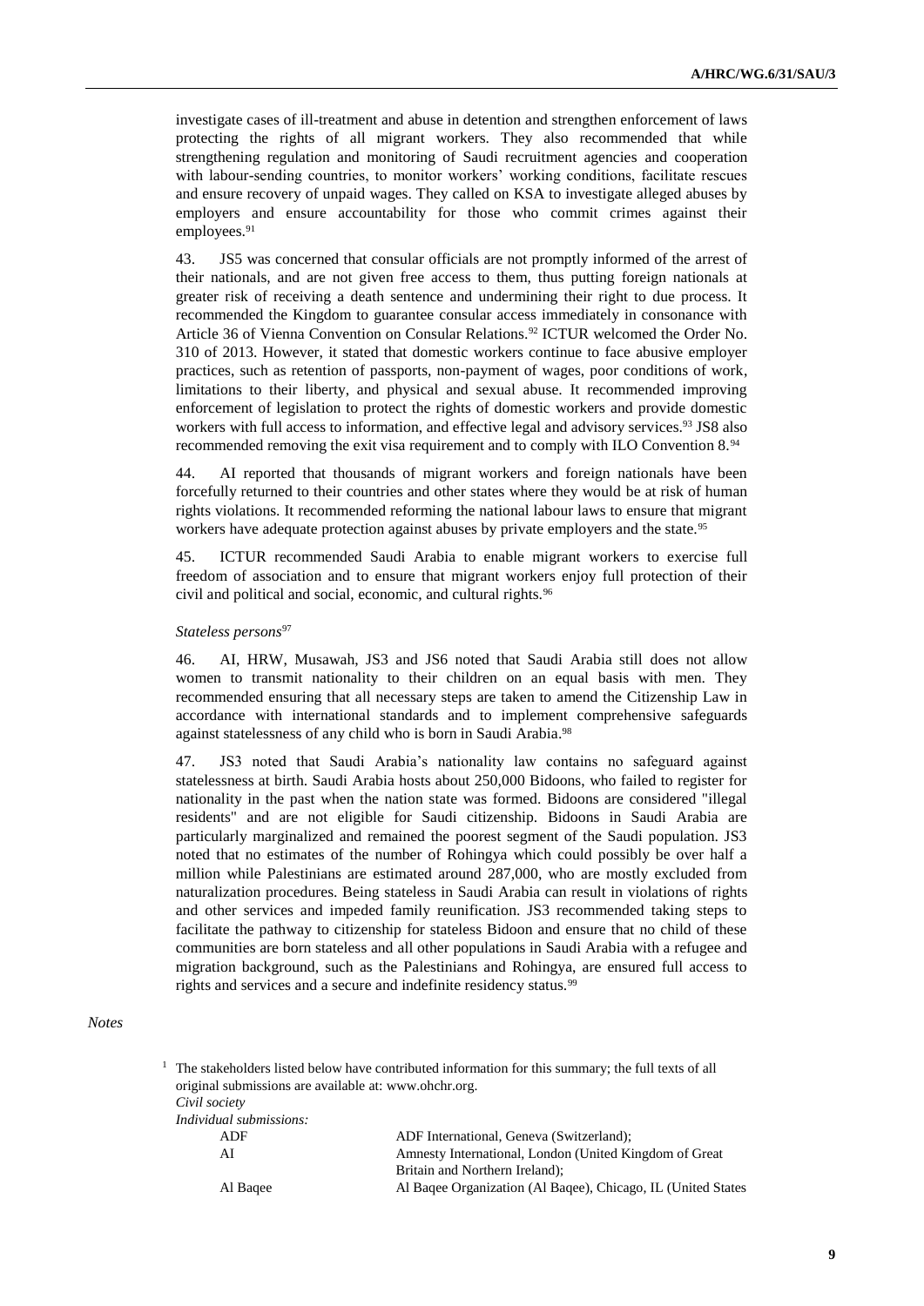investigate cases of ill-treatment and abuse in detention and strengthen enforcement of laws protecting the rights of all migrant workers. They also recommended that while strengthening regulation and monitoring of Saudi recruitment agencies and cooperation with labour-sending countries, to monitor workers' working conditions, facilitate rescues and ensure recovery of unpaid wages. They called on KSA to investigate alleged abuses by employers and ensure accountability for those who commit crimes against their employees.[91]

43. JS5 was concerned that consular officials are not promptly informed of the arrest of their nationals, and are not given free access to them, thus putting foreign nationals at greater risk of receiving a death sentence and undermining their right to due process. It recommended the Kingdom to guarantee consular access immediately in consonance with Article 36 of Vienna Convention on Consular Relations.[92] ICTUR welcomed the Order No. 310 of 2013. However, it stated that domestic workers continue to face abusive employer practices, such as retention of passports, non-payment of wages, poor conditions of work, limitations to their liberty, and physical and sexual abuse. It recommended improving enforcement of legislation to protect the rights of domestic workers and provide domestic workers with full access to information, and effective legal and advisory services.[93] JS8 also recommended removing the exit visa requirement and to comply with ILO Convention 8.[94]

44. AI reported that thousands of migrant workers and foreign nationals have been forcefully returned to their countries and other states where they would be at risk of human rights violations. It recommended reforming the national labour laws to ensure that migrant workers have adequate protection against abuses by private employers and the state.[95]

45. ICTUR recommended Saudi Arabia to enable migrant workers to exercise full freedom of association and to ensure that migrant workers enjoy full protection of their civil and political and social, economic, and cultural rights.[96]

*Stateless persons*[97]

46. AI, HRW, Musawah, JS3 and JS6 noted that Saudi Arabia still does not allow women to transmit nationality to their children on an equal basis with men. They recommended ensuring that all necessary steps are taken to amend the Citizenship Law in accordance with international standards and to implement comprehensive safeguards against statelessness of any child who is born in Saudi Arabia.[98]

47. JS3 noted that Saudi Arabia's nationality law contains no safeguard against statelessness at birth. Saudi Arabia hosts about 250,000 Bidoons, who failed to register for nationality in the past when the nation state was formed. Bidoons are considered "illegal residents" and are not eligible for Saudi citizenship. Bidoons in Saudi Arabia are particularly marginalized and remained the poorest segment of the Saudi population. JS3 noted that no estimates of the number of Rohingya which could possibly be over half a million while Palestinians are estimated around 287,000, who are mostly excluded from naturalization procedures. Being stateless in Saudi Arabia can result in violations of rights and other services and impeded family reunification. JS3 recommended taking steps to facilitate the pathway to citizenship for stateless Bidoon and ensure that no child of these communities are born stateless and all other populations in Saudi Arabia with a refugee and migration background, such as the Palestinians and Rohingya, are ensured full access to rights and services and a secure and indefinite residency status.[99]

*Notes*

[1] The stakeholders listed below have contributed information for this summary; the full texts of all original submissions are available at: www.ohchr.org.

*Civil society*

*Individual submissions:*

| | |
|---|---|
| ADF | ADF International, Geneva (Switzerland); |
| AI | Amnesty International, London (United Kingdom of Great Britain and Northern Ireland); |
| Al Baqee | Al Baqee Organization (Al Baqee), Chicago, IL (United States |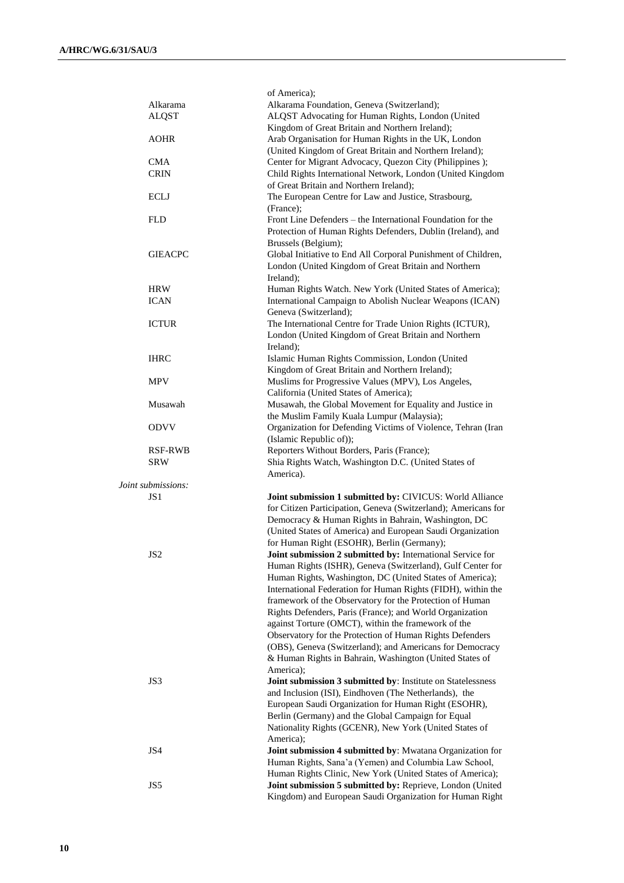| | |
|---|---|
| | of America); |
| Alkarama | Alkarama Foundation, Geneva (Switzerland); |
| ALQST | ALQST Advocating for Human Rights, London (United Kingdom of Great Britain and Northern Ireland); |
| AOHR | Arab Organisation for Human Rights in the UK, London (United Kingdom of Great Britain and Northern Ireland); |
| CMA | Center for Migrant Advocacy, Quezon City (Philippines ); |
| CRIN | Child Rights International Network, London (United Kingdom of Great Britain and Northern Ireland); |
| ECLJ | The European Centre for Law and Justice, Strasbourg, (France); |
| FLD | Front Line Defenders – the International Foundation for the Protection of Human Rights Defenders, Dublin (Ireland), and Brussels (Belgium); |
| GIEACPC | Global Initiative to End All Corporal Punishment of Children, London (United Kingdom of Great Britain and Northern Ireland); |
| HRW | Human Rights Watch. New York (United States of America); |
| ICAN | International Campaign to Abolish Nuclear Weapons (ICAN) Geneva (Switzerland); |
| ICTUR | The International Centre for Trade Union Rights (ICTUR), London (United Kingdom of Great Britain and Northern Ireland); |
| IHRC | Islamic Human Rights Commission, London (United Kingdom of Great Britain and Northern Ireland); |
| MPV | Muslims for Progressive Values (MPV), Los Angeles, California (United States of America); |
| Musawah | Musawah, the Global Movement for Equality and Justice in the Muslim Family Kuala Lumpur (Malaysia); |
| ODVV | Organization for Defending Victims of Violence, Tehran (Iran (Islamic Republic of)); |
| RSF-RWB | Reporters Without Borders, Paris (France); |
| SRW | Shia Rights Watch, Washington D.C. (United States of America). |

*Joint submissions:*

| | |
|---|---|
| JS1 | **Joint submission 1 submitted by:** CIVICUS: World Alliance for Citizen Participation, Geneva (Switzerland); Americans for Democracy & Human Rights in Bahrain, Washington, DC (United States of America) and European Saudi Organization for Human Right (ESOHR), Berlin (Germany); |
| JS2 | **Joint submission 2 submitted by:** International Service for Human Rights (ISHR), Geneva (Switzerland), Gulf Center for Human Rights, Washington, DC (United States of America); International Federation for Human Rights (FIDH), within the framework of the Observatory for the Protection of Human Rights Defenders, Paris (France); and World Organization against Torture (OMCT), within the framework of the Observatory for the Protection of Human Rights Defenders (OBS), Geneva (Switzerland); and Americans for Democracy & Human Rights in Bahrain, Washington (United States of America); |
| JS3 | **Joint submission 3 submitted by**: Institute on Statelessness and Inclusion (ISI), Eindhoven (The Netherlands), the European Saudi Organization for Human Right (ESOHR), Berlin (Germany) and the Global Campaign for Equal Nationality Rights (GCENR), New York (United States of America); |
| JS4 | **Joint submission 4 submitted by**: Mwatana Organization for Human Rights, Sana'a (Yemen) and Columbia Law School, Human Rights Clinic, New York (United States of America); |
| JS5 | **Joint submission 5 submitted by:** Reprieve, London (United Kingdom) and European Saudi Organization for Human Right |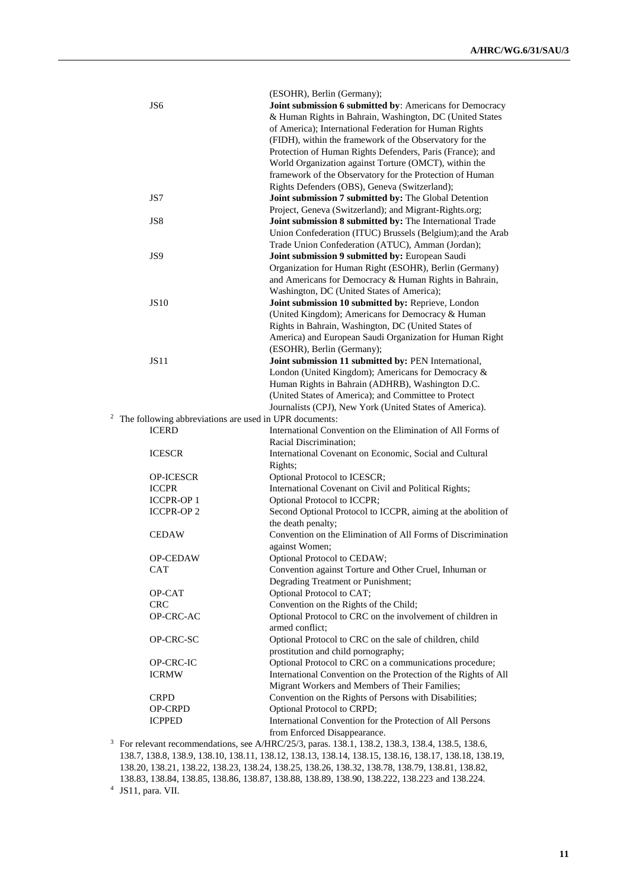| | |
|---|---|
| | (ESOHR), Berlin (Germany); |
| JS6 | **Joint submission 6 submitted by**: Americans for Democracy & Human Rights in Bahrain, Washington, DC (United States of America); International Federation for Human Rights (FIDH), within the framework of the Observatory for the Protection of Human Rights Defenders, Paris (France); and World Organization against Torture (OMCT), within the framework of the Observatory for the Protection of Human Rights Defenders (OBS), Geneva (Switzerland); |
| JS7 | **Joint submission 7 submitted by:** The Global Detention Project, Geneva (Switzerland); and Migrant-Rights.org; |
| JS8 | **Joint submission 8 submitted by:** The International Trade Union Confederation (ITUC) Brussels (Belgium);and the Arab Trade Union Confederation (ATUC), Amman (Jordan); |
| JS9 | **Joint submission 9 submitted by:** European Saudi Organization for Human Right (ESOHR), Berlin (Germany) and Americans for Democracy & Human Rights in Bahrain, Washington, DC (United States of America); |
| JS10 | **Joint submission 10 submitted by:** Reprieve, London (United Kingdom); Americans for Democracy & Human Rights in Bahrain, Washington, DC (United States of America) and European Saudi Organization for Human Right (ESOHR), Berlin (Germany); |
| JS11 | **Joint submission 11 submitted by:** PEN International, London (United Kingdom); Americans for Democracy & Human Rights in Bahrain (ADHRB), Washington D.C. (United States of America); and Committee to Protect Journalists (CPJ), New York (United States of America). |

[2] The following abbreviations are used in UPR documents:

| | |
|---|---|
| ICERD | International Convention on the Elimination of All Forms of Racial Discrimination; |
| ICESCR | International Covenant on Economic, Social and Cultural Rights; |
| OP-ICESCR | Optional Protocol to ICESCR; |
| ICCPR | International Covenant on Civil and Political Rights; |
| ICCPR-OP 1 | Optional Protocol to ICCPR; |
| ICCPR-OP 2 | Second Optional Protocol to ICCPR, aiming at the abolition of the death penalty; |
| CEDAW | Convention on the Elimination of All Forms of Discrimination against Women; |
| OP-CEDAW | Optional Protocol to CEDAW; |
| CAT | Convention against Torture and Other Cruel, Inhuman or Degrading Treatment or Punishment; |
| OP-CAT | Optional Protocol to CAT; |
| CRC | Convention on the Rights of the Child; |
| OP-CRC-AC | Optional Protocol to CRC on the involvement of children in armed conflict; |
| OP-CRC-SC | Optional Protocol to CRC on the sale of children, child prostitution and child pornography; |
| OP-CRC-IC | Optional Protocol to CRC on a communications procedure; |
| ICRMW | International Convention on the Protection of the Rights of All Migrant Workers and Members of Their Families; |
| CRPD | Convention on the Rights of Persons with Disabilities; |
| OP-CRPD | Optional Protocol to CRPD; |
| ICPPED | International Convention for the Protection of All Persons from Enforced Disappearance. |

[3] For relevant recommendations, see A/HRC/25/3, paras. 138.1, 138.2, 138.3, 138.4, 138.5, 138.6, 138.7, 138.8, 138.9, 138.10, 138.11, 138.12, 138.13, 138.14, 138.15, 138.16, 138.17, 138.18, 138.19, 138.20, 138.21, 138.22, 138.23, 138.24, 138.25, 138.26, 138.32, 138.78, 138.79, 138.81, 138.82, 138.83, 138.84, 138.85, 138.86, 138.87, 138.88, 138.89, 138.90, 138.222, 138.223 and 138.224.

[4] JS11, para. VII.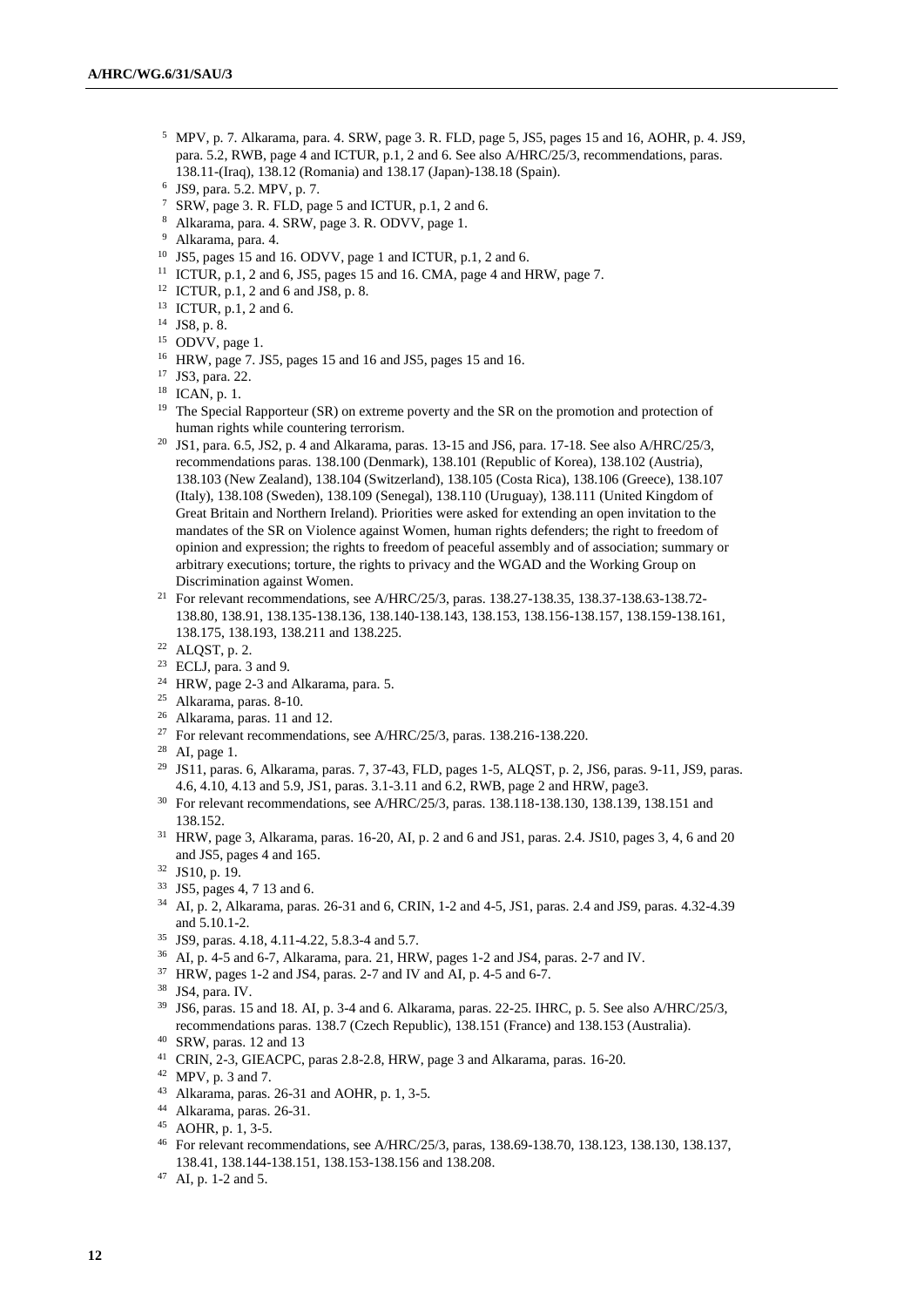[5] MPV, p. 7. Alkarama, para. 4. SRW, page 3. R. FLD, page 5, JS5, pages 15 and 16, AOHR, p. 4. JS9, para. 5.2, RWB, page 4 and ICTUR, p.1, 2 and 6. See also A/HRC/25/3, recommendations, paras. 138.11-(Iraq), 138.12 (Romania) and 138.17 (Japan)-138.18 (Spain).

[6] JS9, para. 5.2. MPV, p. 7.

[7] SRW, page 3. R. FLD, page 5 and ICTUR, p.1, 2 and 6.

[8] Alkarama, para. 4. SRW, page 3. R. ODVV, page 1.

[9] Alkarama, para. 4.

[10] JS5, pages 15 and 16. ODVV, page 1 and ICTUR, p.1, 2 and 6.

[11] ICTUR, p.1, 2 and 6, JS5, pages 15 and 16. CMA, page 4 and HRW, page 7.

[12] ICTUR, p.1, 2 and 6 and JS8, p. 8.

[13] ICTUR, p.1, 2 and 6.

[14] JS8, p. 8.

[15] ODVV, page 1.

[16] HRW, page 7. JS5, pages 15 and 16 and JS5, pages 15 and 16.

[17] JS3, para. 22.

[18] ICAN, p. 1.

[19] The Special Rapporteur (SR) on extreme poverty and the SR on the promotion and protection of human rights while countering terrorism.

[20] JS1, para. 6.5, JS2, p. 4 and Alkarama, paras. 13-15 and JS6, para. 17-18. See also A/HRC/25/3, recommendations paras. 138.100 (Denmark), 138.101 (Republic of Korea), 138.102 (Austria), 138.103 (New Zealand), 138.104 (Switzerland), 138.105 (Costa Rica), 138.106 (Greece), 138.107 (Italy), 138.108 (Sweden), 138.109 (Senegal), 138.110 (Uruguay), 138.111 (United Kingdom of Great Britain and Northern Ireland). Priorities were asked for extending an open invitation to the mandates of the SR on Violence against Women, human rights defenders; the right to freedom of opinion and expression; the rights to freedom of peaceful assembly and of association; summary or arbitrary executions; torture, the rights to privacy and the WGAD and the Working Group on Discrimination against Women.

[21] For relevant recommendations, see A/HRC/25/3, paras. 138.27-138.35, 138.37-138.63-138.72-138.80, 138.91, 138.135-138.136, 138.140-138.143, 138.153, 138.156-138.157, 138.159-138.161, 138.175, 138.193, 138.211 and 138.225.

[22] ALQST, p. 2.

[23] ECLJ, para. 3 and 9.

[24] HRW, page 2-3 and Alkarama, para. 5.

[25] Alkarama, paras. 8-10.

[26] Alkarama, paras. 11 and 12.

[27] For relevant recommendations, see A/HRC/25/3, paras. 138.216-138.220.

[28] AI, page 1.

[29] JS11, paras. 6, Alkarama, paras. 7, 37-43, FLD, pages 1-5, ALQST, p. 2, JS6, paras. 9-11, JS9, paras. 4.6, 4.10, 4.13 and 5.9, JS1, paras. 3.1-3.11 and 6.2, RWB, page 2 and HRW, page3.

[30] For relevant recommendations, see A/HRC/25/3, paras. 138.118-138.130, 138.139, 138.151 and 138.152.

[31] HRW, page 3, Alkarama, paras. 16-20, AI, p. 2 and 6 and JS1, paras. 2.4. JS10, pages 3, 4, 6 and 20 and JS5, pages 4 and 165.

[32] JS10, p. 19.

[33] JS5, pages 4, 7 13 and 6.

[34] AI, p. 2, Alkarama, paras. 26-31 and 6, CRIN, 1-2 and 4-5, JS1, paras. 2.4 and JS9, paras. 4.32-4.39 and 5.10.1-2.

[35] JS9, paras. 4.18, 4.11-4.22, 5.8.3-4 and 5.7.

[36] AI, p. 4-5 and 6-7, Alkarama, para. 21, HRW, pages 1-2 and JS4, paras. 2-7 and IV.

[37] HRW, pages 1-2 and JS4, paras. 2-7 and IV and AI, p. 4-5 and 6-7.

[38] JS4, para. IV.

[39] JS6, paras. 15 and 18. AI, p. 3-4 and 6. Alkarama, paras. 22-25. IHRC, p. 5. See also A/HRC/25/3, recommendations paras. 138.7 (Czech Republic), 138.151 (France) and 138.153 (Australia).

[40] SRW, paras. 12 and 13

[41] CRIN, 2-3, GIEACPC, paras 2.8-2.8, HRW, page 3 and Alkarama, paras. 16-20.

[42] MPV, p. 3 and 7.

[43] Alkarama, paras. 26-31 and AOHR, p. 1, 3-5.

[44] Alkarama, paras. 26-31.

[45] AOHR, p. 1, 3-5.

[46] For relevant recommendations, see A/HRC/25/3, paras, 138.69-138.70, 138.123, 138.130, 138.137, 138.41, 138.144-138.151, 138.153-138.156 and 138.208.

[47] AI, p. 1-2 and 5.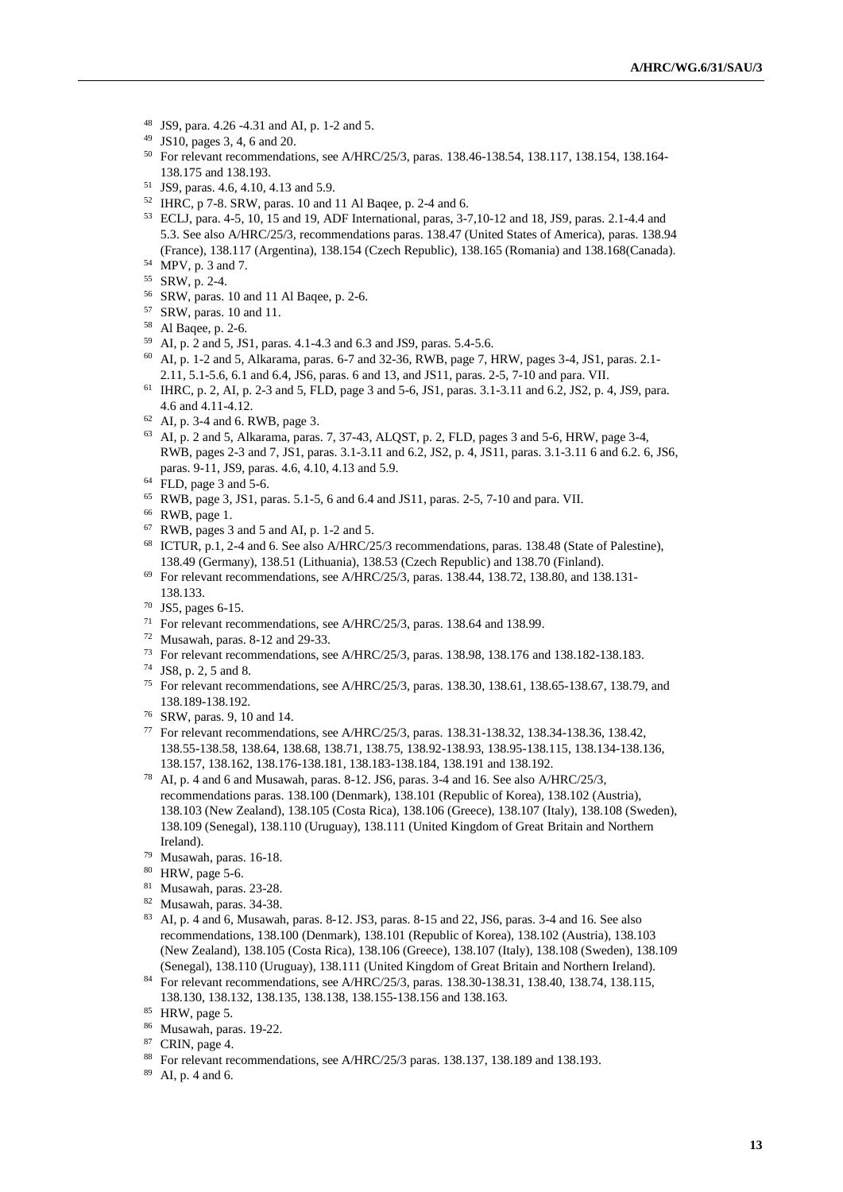[48] JS9, para. 4.26 -4.31 and AI, p. 1-2 and 5.

[49] JS10, pages 3, 4, 6 and 20.

[50] For relevant recommendations, see A/HRC/25/3, paras. 138.46-138.54, 138.117, 138.154, 138.164-138.175 and 138.193.

[51] JS9, paras. 4.6, 4.10, 4.13 and 5.9.

[52] IHRC, p 7-8. SRW, paras. 10 and 11 Al Baqee, p. 2-4 and 6.

[53] ECLJ, para. 4-5, 10, 15 and 19, ADF International, paras, 3-7,10-12 and 18, JS9, paras. 2.1-4.4 and 5.3. See also A/HRC/25/3, recommendations paras. 138.47 (United States of America), paras. 138.94 (France), 138.117 (Argentina), 138.154 (Czech Republic), 138.165 (Romania) and 138.168(Canada).

[54] MPV, p. 3 and 7.

[55] SRW, p. 2-4.

[56] SRW, paras. 10 and 11 Al Baqee, p. 2-6.

[57] SRW, paras. 10 and 11.

[58] Al Baqee, p. 2-6.

[59] AI, p. 2 and 5, JS1, paras. 4.1-4.3 and 6.3 and JS9, paras. 5.4-5.6.

[60] AI, p. 1-2 and 5, Alkarama, paras. 6-7 and 32-36, RWB, page 7, HRW, pages 3-4, JS1, paras. 2.1-2.11, 5.1-5.6, 6.1 and 6.4, JS6, paras. 6 and 13, and JS11, paras. 2-5, 7-10 and para. VII.

[61] IHRC, p. 2, AI, p. 2-3 and 5, FLD, page 3 and 5-6, JS1, paras. 3.1-3.11 and 6.2, JS2, p. 4, JS9, para. 4.6 and 4.11-4.12.

[62] AI, p. 3-4 and 6. RWB, page 3.

[63] AI, p. 2 and 5, Alkarama, paras. 7, 37-43, ALQST, p. 2, FLD, pages 3 and 5-6, HRW, page 3-4, RWB, pages 2-3 and 7, JS1, paras. 3.1-3.11 and 6.2, JS2, p. 4, JS11, paras. 3.1-3.11 6 and 6.2. 6, JS6, paras. 9-11, JS9, paras. 4.6, 4.10, 4.13 and 5.9.

[64] FLD, page 3 and 5-6.

[65] RWB, page 3, JS1, paras. 5.1-5, 6 and 6.4 and JS11, paras. 2-5, 7-10 and para. VII.

[66] RWB, page 1.

[67] RWB, pages 3 and 5 and AI, p. 1-2 and 5.

[68] ICTUR, p.1, 2-4 and 6. See also A/HRC/25/3 recommendations, paras. 138.48 (State of Palestine), 138.49 (Germany), 138.51 (Lithuania), 138.53 (Czech Republic) and 138.70 (Finland).

[69] For relevant recommendations, see A/HRC/25/3, paras. 138.44, 138.72, 138.80, and 138.131-138.133.

[70] JS5, pages 6-15.

[71] For relevant recommendations, see A/HRC/25/3, paras. 138.64 and 138.99.

[72] Musawah, paras. 8-12 and 29-33.

[73] For relevant recommendations, see A/HRC/25/3, paras. 138.98, 138.176 and 138.182-138.183.

[74] JS8, p. 2, 5 and 8.

[75] For relevant recommendations, see A/HRC/25/3, paras. 138.30, 138.61, 138.65-138.67, 138.79, and 138.189-138.192.

[76] SRW, paras. 9, 10 and 14.

[77] For relevant recommendations, see A/HRC/25/3, paras. 138.31-138.32, 138.34-138.36, 138.42, 138.55-138.58, 138.64, 138.68, 138.71, 138.75, 138.92-138.93, 138.95-138.115, 138.134-138.136, 138.157, 138.162, 138.176-138.181, 138.183-138.184, 138.191 and 138.192.

[78] AI, p. 4 and 6 and Musawah, paras. 8-12. JS6, paras. 3-4 and 16. See also A/HRC/25/3, recommendations paras. 138.100 (Denmark), 138.101 (Republic of Korea), 138.102 (Austria), 138.103 (New Zealand), 138.105 (Costa Rica), 138.106 (Greece), 138.107 (Italy), 138.108 (Sweden), 138.109 (Senegal), 138.110 (Uruguay), 138.111 (United Kingdom of Great Britain and Northern Ireland).

[79] Musawah, paras. 16-18.

[80] HRW, page 5-6.

[81] Musawah, paras. 23-28.

[82] Musawah, paras. 34-38.

[83] AI, p. 4 and 6, Musawah, paras. 8-12. JS3, paras. 8-15 and 22, JS6, paras. 3-4 and 16. See also recommendations, 138.100 (Denmark), 138.101 (Republic of Korea), 138.102 (Austria), 138.103 (New Zealand), 138.105 (Costa Rica), 138.106 (Greece), 138.107 (Italy), 138.108 (Sweden), 138.109 (Senegal), 138.110 (Uruguay), 138.111 (United Kingdom of Great Britain and Northern Ireland).

[84] For relevant recommendations, see A/HRC/25/3, paras. 138.30-138.31, 138.40, 138.74, 138.115, 138.130, 138.132, 138.135, 138.138, 138.155-138.156 and 138.163.

[85] HRW, page 5.

[86] Musawah, paras. 19-22.

[87] CRIN, page 4.

[88] For relevant recommendations, see A/HRC/25/3 paras. 138.137, 138.189 and 138.193.

[89] AI, p. 4 and 6.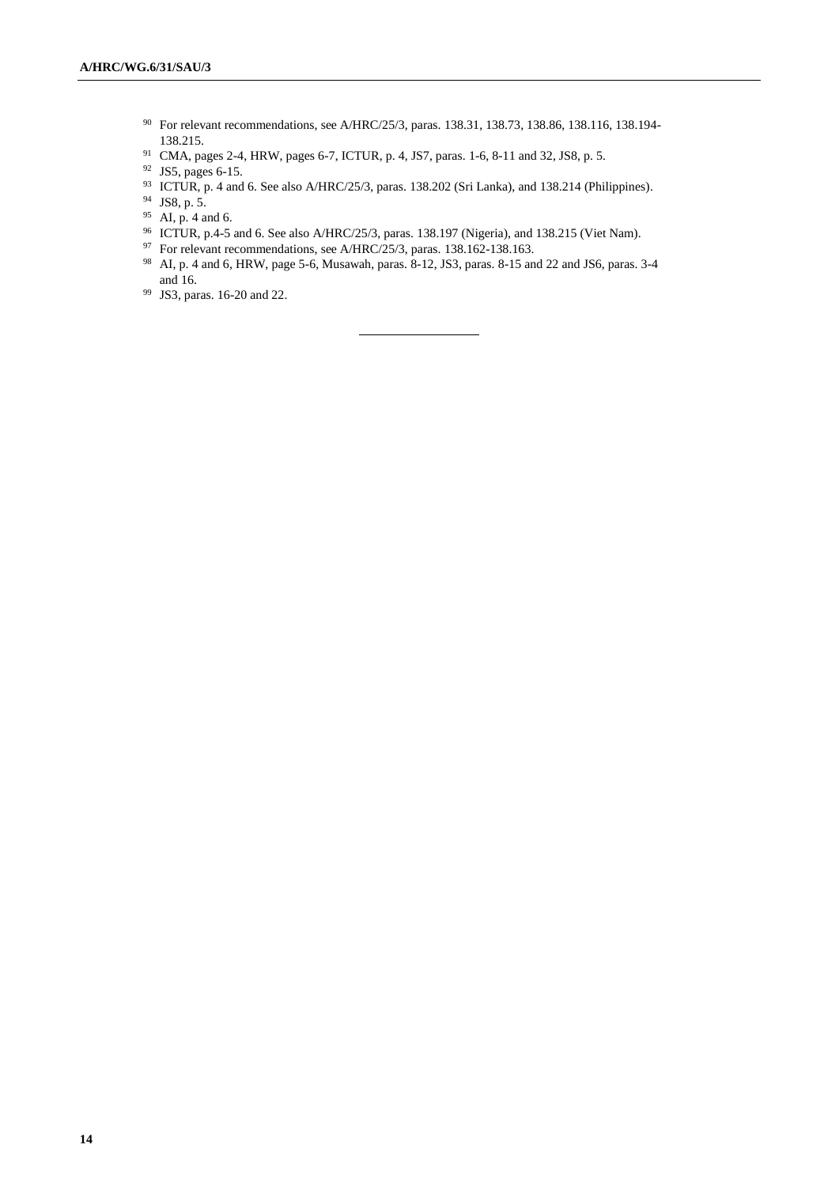[90] For relevant recommendations, see A/HRC/25/3, paras. 138.31, 138.73, 138.86, 138.116, 138.194-138.215.

[91] CMA, pages 2-4, HRW, pages 6-7, ICTUR, p. 4, JS7, paras. 1-6, 8-11 and 32, JS8, p. 5.

[92] JS5, pages 6-15.

[93] ICTUR, p. 4 and 6. See also A/HRC/25/3, paras. 138.202 (Sri Lanka), and 138.214 (Philippines).

[94] JS8, p. 5.

[95] AI, p. 4 and 6.

[96] ICTUR, p.4-5 and 6. See also A/HRC/25/3, paras. 138.197 (Nigeria), and 138.215 (Viet Nam).

[97] For relevant recommendations, see A/HRC/25/3, paras. 138.162-138.163.

[98] AI, p. 4 and 6, HRW, page 5-6, Musawah, paras. 8-12, JS3, paras. 8-15 and 22 and JS6, paras. 3-4 and 16.

[99] JS3, paras. 16-20 and 22.